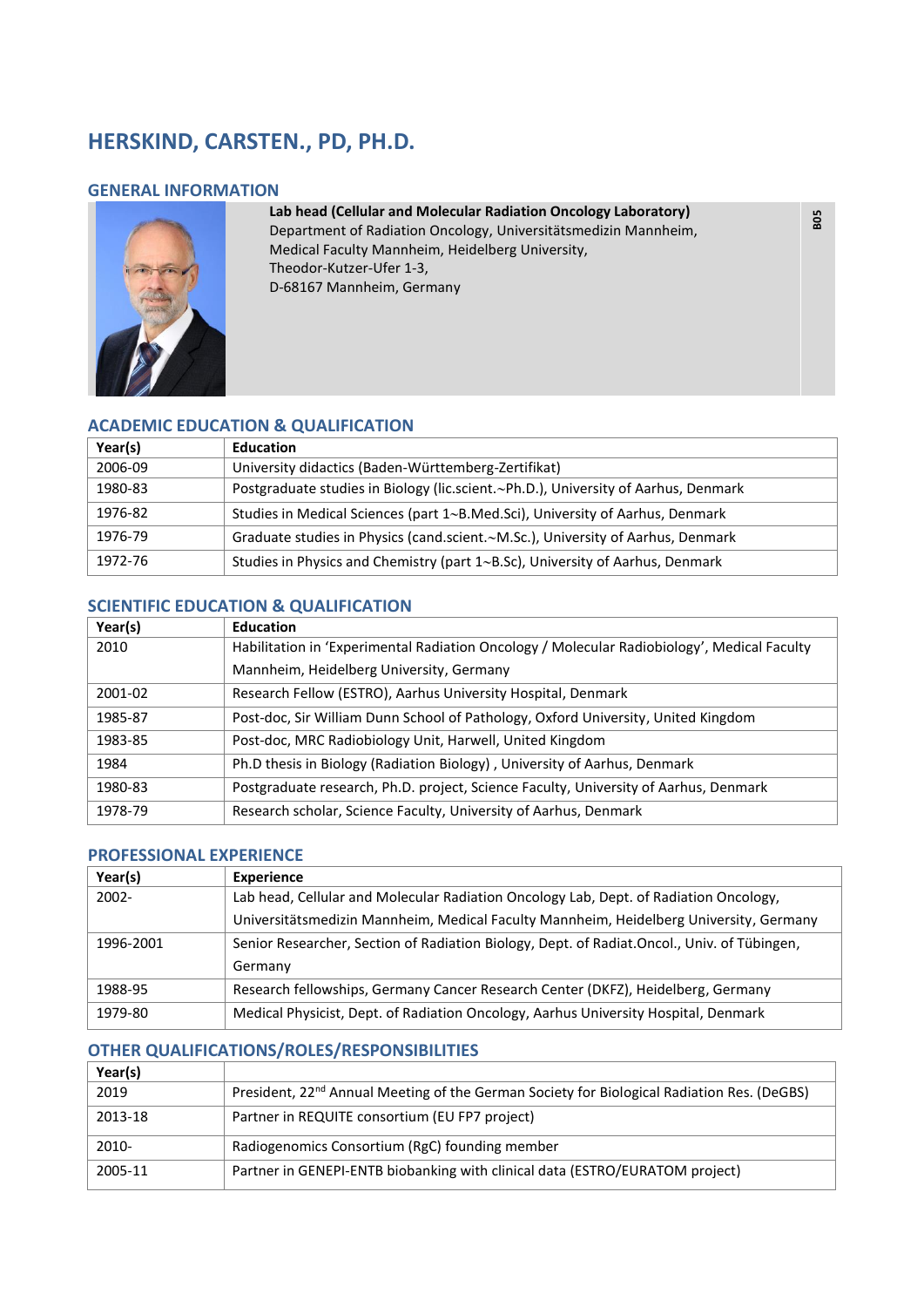# HERSKIND, CARSTEN., PD, PH.D.

## GENERAL INFORMATION

**Lab head (Cellular and Molecular Radiation Oncology Laboratory)**
Department of Radiation Oncology, Universitätsmedizin Mannheim,
Medical Faculty Mannheim, Heidelberg University,
Theodor-Kutzer-Ufer 1-3,
D-68167 Mannheim, Germany

B05

## ACADEMIC EDUCATION & QUALIFICATION

| Year(s) | Education |
|---|---|
| 2006-09 | University didactics (Baden-Württemberg-Zertifikat) |
| 1980-83 | Postgraduate studies in Biology (lic.scient.~Ph.D.), University of Aarhus, Denmark |
| 1976-82 | Studies in Medical Sciences (part 1~B.Med.Sci), University of Aarhus, Denmark |
| 1976-79 | Graduate studies in Physics (cand.scient.~M.Sc.), University of Aarhus, Denmark |
| 1972-76 | Studies in Physics and Chemistry (part 1~B.Sc), University of Aarhus, Denmark |

## SCIENTIFIC EDUCATION & QUALIFICATION

| Year(s) | Education |
|---|---|
| 2010 | Habilitation in 'Experimental Radiation Oncology / Molecular Radiobiology', Medical Faculty Mannheim, Heidelberg University, Germany |
| 2001-02 | Research Fellow (ESTRO), Aarhus University Hospital, Denmark |
| 1985-87 | Post-doc, Sir William Dunn School of Pathology, Oxford University, United Kingdom |
| 1983-85 | Post-doc, MRC Radiobiology Unit, Harwell, United Kingdom |
| 1984 | Ph.D thesis in Biology (Radiation Biology) , University of Aarhus, Denmark |
| 1980-83 | Postgraduate research, Ph.D. project, Science Faculty, University of Aarhus, Denmark |
| 1978-79 | Research scholar, Science Faculty, University of Aarhus, Denmark |

## PROFESSIONAL EXPERIENCE

| Year(s) | Experience |
|---|---|
| 2002- | Lab head, Cellular and Molecular Radiation Oncology Lab, Dept. of Radiation Oncology, Universitätsmedizin Mannheim, Medical Faculty Mannheim, Heidelberg University, Germany |
| 1996-2001 | Senior Researcher, Section of Radiation Biology, Dept. of Radiat.Oncol., Univ. of Tübingen, Germany |
| 1988-95 | Research fellowships, Germany Cancer Research Center (DKFZ), Heidelberg, Germany |
| 1979-80 | Medical Physicist, Dept. of Radiation Oncology, Aarhus University Hospital, Denmark |

## OTHER QUALIFICATIONS/ROLES/RESPONSIBILITIES

| Year(s) | |
|---|---|
| 2019 | President, 22nd Annual Meeting of the German Society for Biological Radiation Res. (DeGBS) |
| 2013-18 | Partner in REQUITE consortium (EU FP7 project) |
| 2010- | Radiogenomics Consortium (RgC) founding member |
| 2005-11 | Partner in GENEPI-ENTB biobanking with clinical data (ESTRO/EURATOM project) |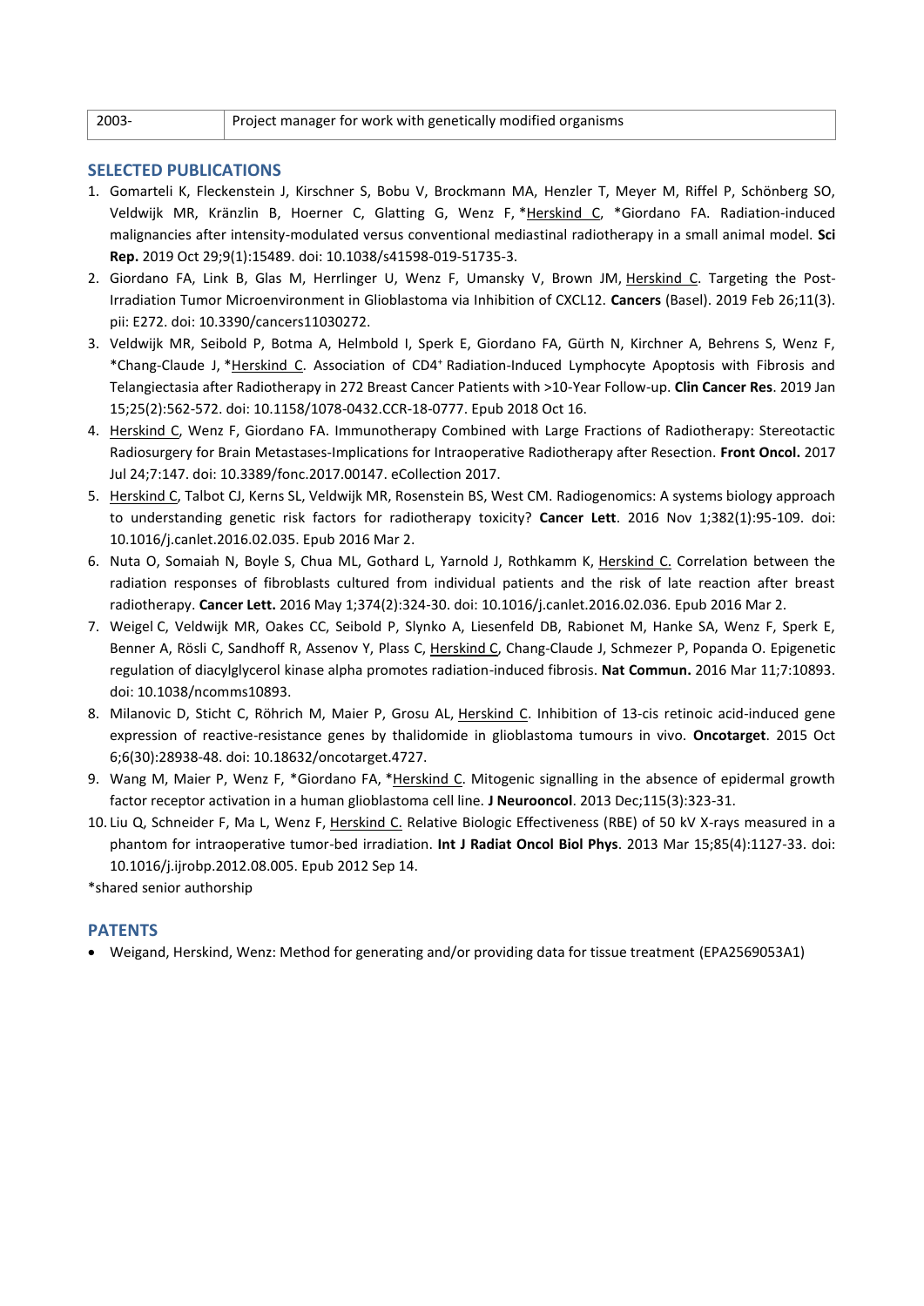| | |
|---|---|
| 2003- | Project manager for work with genetically modified organisms |

## SELECTED PUBLICATIONS

1. Gomarteli K, Fleckenstein J, Kirschner S, Bobu V, Brockmann MA, Henzler T, Meyer M, Riffel P, Schönberg SO, Veldwijk MR, Kränzlin B, Hoerner C, Glatting G, Wenz F, *Herskind C, *Giordano FA. Radiation-induced malignancies after intensity-modulated versus conventional mediastinal radiotherapy in a small animal model. **Sci Rep.** 2019 Oct 29;9(1):15489. doi: 10.1038/s41598-019-51735-3.
2. Giordano FA, Link B, Glas M, Herrlinger U, Wenz F, Umansky V, Brown JM, Herskind C. Targeting the Post-Irradiation Tumor Microenvironment in Glioblastoma via Inhibition of CXCL12. **Cancers** (Basel). 2019 Feb 26;11(3). pii: E272. doi: 10.3390/cancers11030272.
3. Veldwijk MR, Seibold P, Botma A, Helmbold I, Sperk E, Giordano FA, Gürth N, Kirchner A, Behrens S, Wenz F, *Chang-Claude J, *Herskind C. Association of $CD4^+$ Radiation-Induced Lymphocyte Apoptosis with Fibrosis and Telangiectasia after Radiotherapy in 272 Breast Cancer Patients with >10-Year Follow-up. **Clin Cancer Res**. 2019 Jan 15;25(2):562-572. doi: 10.1158/1078-0432.CCR-18-0777. Epub 2018 Oct 16.
4. Herskind C, Wenz F, Giordano FA. Immunotherapy Combined with Large Fractions of Radiotherapy: Stereotactic Radiosurgery for Brain Metastases-Implications for Intraoperative Radiotherapy after Resection. **Front Oncol.** 2017 Jul 24;7:147. doi: 10.3389/fonc.2017.00147. eCollection 2017.
5. Herskind C, Talbot CJ, Kerns SL, Veldwijk MR, Rosenstein BS, West CM. Radiogenomics: A systems biology approach to understanding genetic risk factors for radiotherapy toxicity? **Cancer Lett**. 2016 Nov 1;382(1):95-109. doi: 10.1016/j.canlet.2016.02.035. Epub 2016 Mar 2.
6. Nuta O, Somaiah N, Boyle S, Chua ML, Gothard L, Yarnold J, Rothkamm K, Herskind C. Correlation between the radiation responses of fibroblasts cultured from individual patients and the risk of late reaction after breast radiotherapy. **Cancer Lett.** 2016 May 1;374(2):324-30. doi: 10.1016/j.canlet.2016.02.036. Epub 2016 Mar 2.
7. Weigel C, Veldwijk MR, Oakes CC, Seibold P, Slynko A, Liesenfeld DB, Rabionet M, Hanke SA, Wenz F, Sperk E, Benner A, Rösli C, Sandhoff R, Assenov Y, Plass C, Herskind C, Chang-Claude J, Schmezer P, Popanda O. Epigenetic regulation of diacylglycerol kinase alpha promotes radiation-induced fibrosis. **Nat Commun.** 2016 Mar 11;7:10893. doi: 10.1038/ncomms10893.
8. Milanovic D, Sticht C, Röhrich M, Maier P, Grosu AL, Herskind C. Inhibition of 13-cis retinoic acid-induced gene expression of reactive-resistance genes by thalidomide in glioblastoma tumours in vivo. **Oncotarget**. 2015 Oct 6;6(30):28938-48. doi: 10.18632/oncotarget.4727.
9. Wang M, Maier P, Wenz F, *Giordano FA, *Herskind C. Mitogenic signalling in the absence of epidermal growth factor receptor activation in a human glioblastoma cell line. **J Neurooncol**. 2013 Dec;115(3):323-31.
10. Liu Q, Schneider F, Ma L, Wenz F, Herskind C. Relative Biologic Effectiveness (RBE) of 50 kV X-rays measured in a phantom for intraoperative tumor-bed irradiation. **Int J Radiat Oncol Biol Phys**. 2013 Mar 15;85(4):1127-33. doi: 10.1016/j.ijrobp.2012.08.005. Epub 2012 Sep 14.

*shared senior authorship

## PATENTS

- Weigand, Herskind, Wenz: Method for generating and/or providing data for tissue treatment (EPA2569053A1)